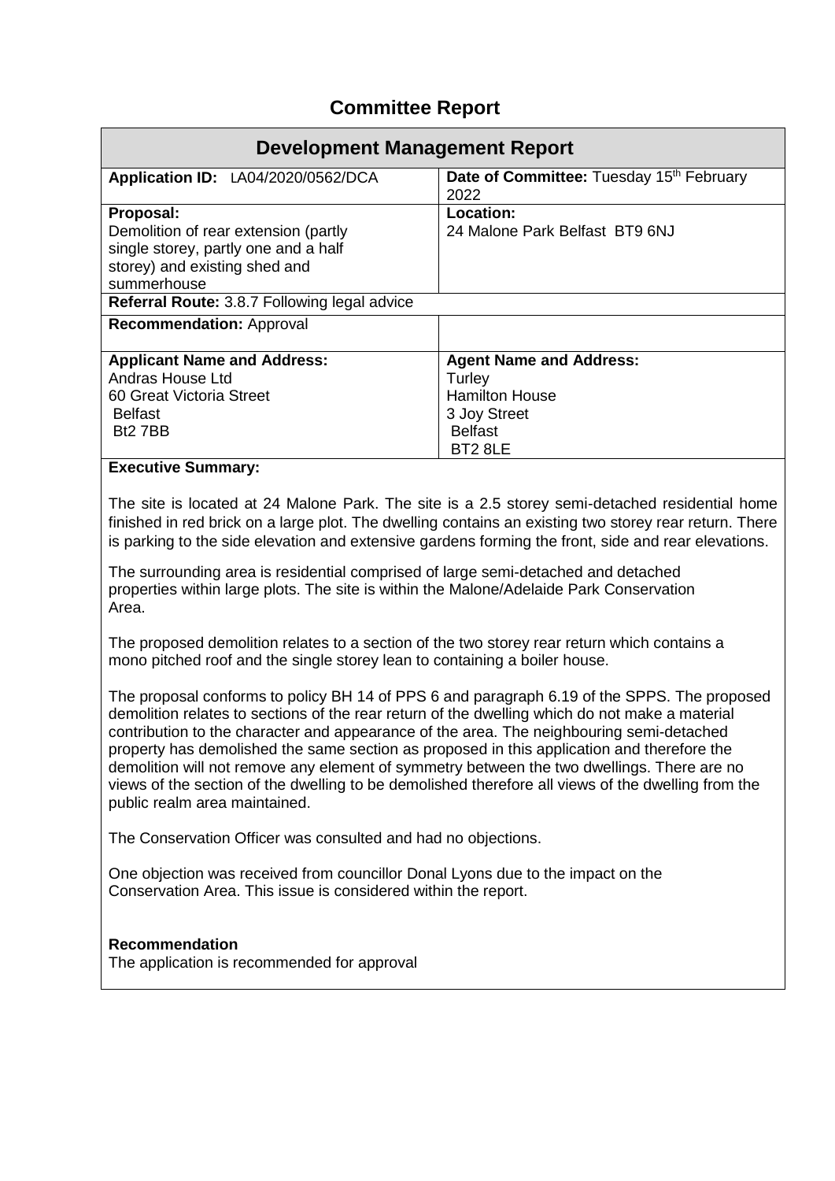# Committee Report

| Development Management Report | |
|---|---|
| **Application ID:** LA04/2020/0562/DCA | **Date of Committee:** Tuesday 15th February 2022 |
| **Proposal:**<br>Demolition of rear extension (partly single storey, partly one and a half storey) and existing shed and summerhouse | **Location:**<br>24 Malone Park Belfast BT9 6NJ |
| **Referral Route:** 3.8.7 Following legal advice | |
| **Recommendation:** Approval | |
| **Applicant Name and Address:**<br>Andras House Ltd<br>60 Great Victoria Street<br>Belfast<br>Bt2 7BB | **Agent Name and Address:**<br>Turley<br>Hamilton House<br>3 Joy Street<br>Belfast<br>BT2 8LE |

**Executive Summary:**

The site is located at 24 Malone Park. The site is a 2.5 storey semi-detached residential home finished in red brick on a large plot. The dwelling contains an existing two storey rear return. There is parking to the side elevation and extensive gardens forming the front, side and rear elevations.

The surrounding area is residential comprised of large semi-detached and detached properties within large plots. The site is within the Malone/Adelaide Park Conservation Area.

The proposed demolition relates to a section of the two storey rear return which contains a mono pitched roof and the single storey lean to containing a boiler house.

The proposal conforms to policy BH 14 of PPS 6 and paragraph 6.19 of the SPPS. The proposed demolition relates to sections of the rear return of the dwelling which do not make a material contribution to the character and appearance of the area. The neighbouring semi-detached property has demolished the same section as proposed in this application and therefore the demolition will not remove any element of symmetry between the two dwellings. There are no views of the section of the dwelling to be demolished therefore all views of the dwelling from the public realm area maintained.

The Conservation Officer was consulted and had no objections.

One objection was received from councillor Donal Lyons due to the impact on the Conservation Area. This issue is considered within the report.

**Recommendation**

The application is recommended for approval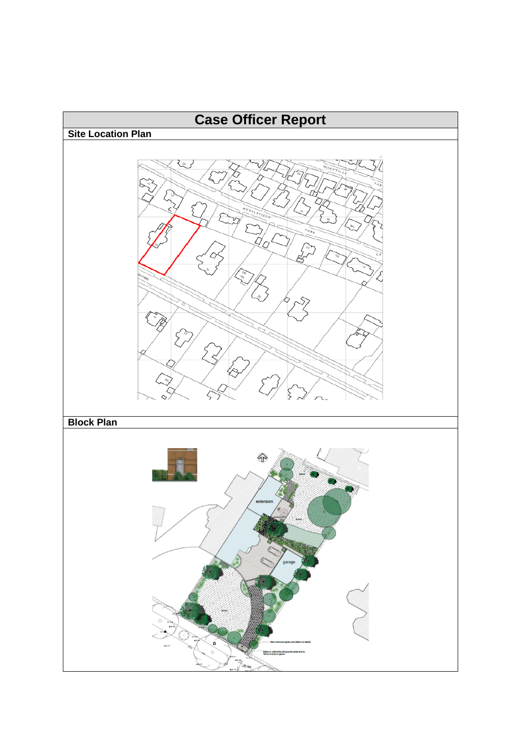# Case Officer Report

## Site Location Plan

## Block Plan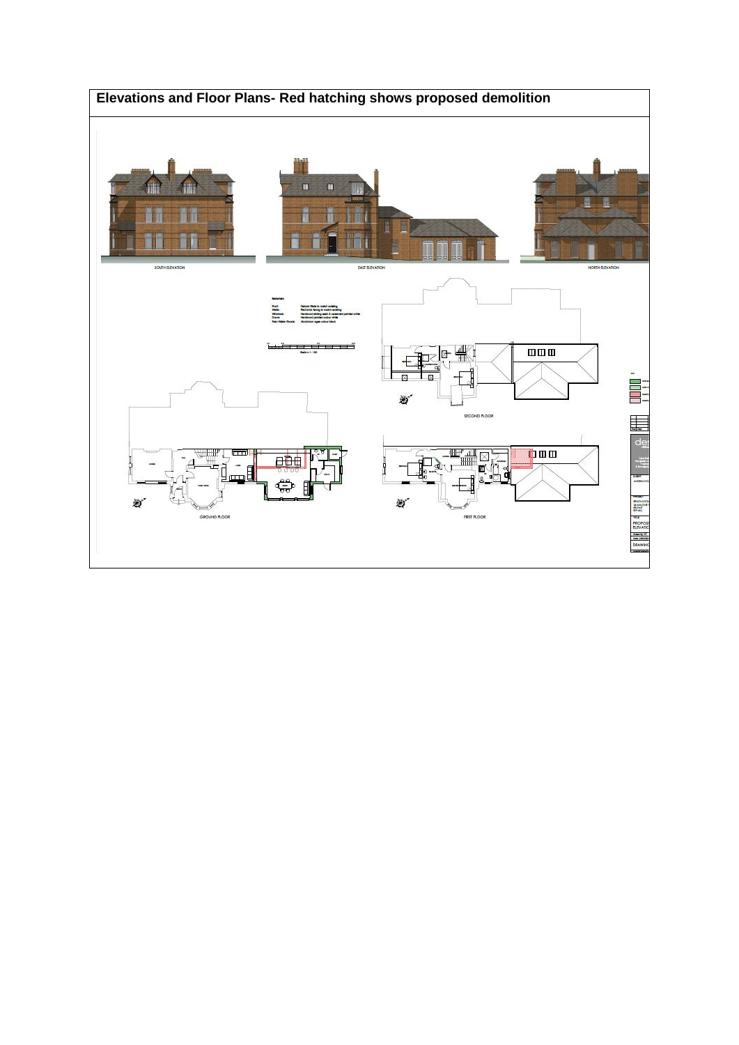# Elevations and Floor Plans- Red hatching shows proposed demolition

SOUTH ELEVATION

EAST ELEVATION

NORTH ELEVATION

SECOND FLOOR

GROUND FLOOR

FIRST FLOOR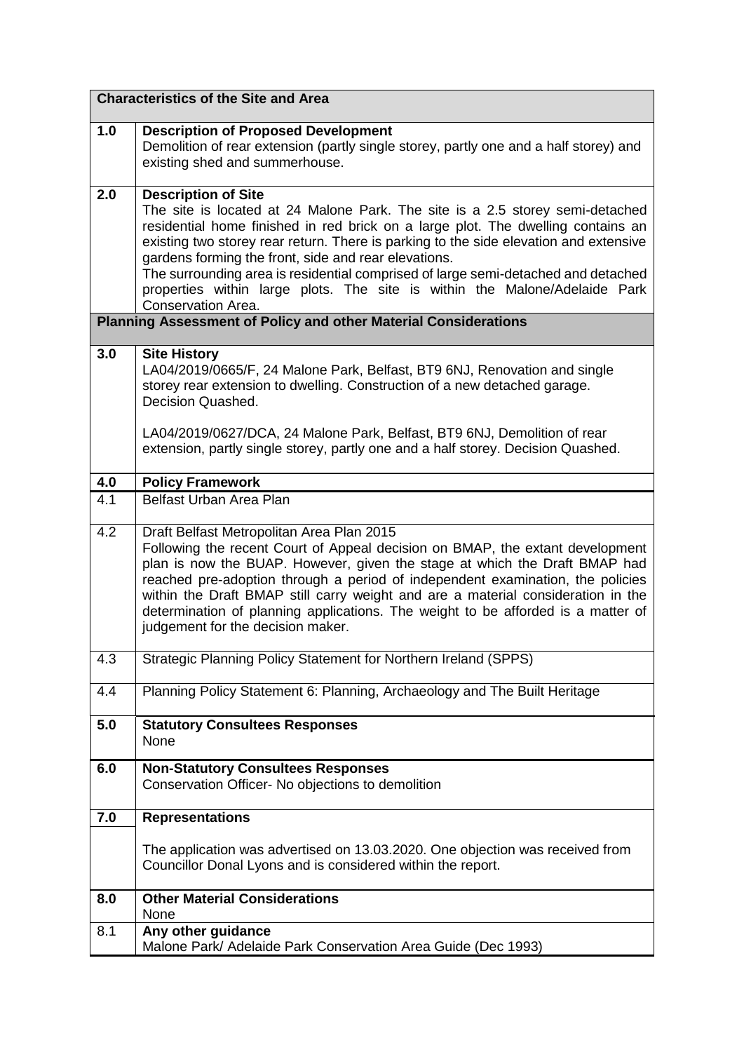| | **Characteristics of the Site and Area** |
|---|---|
| **1.0** | **Description of Proposed Development**<br>Demolition of rear extension (partly single storey, partly one and a half storey) and existing shed and summerhouse. |
| **2.0** | **Description of Site**<br>The site is located at 24 Malone Park. The site is a 2.5 storey semi-detached residential home finished in red brick on a large plot. The dwelling contains an existing two storey rear return. There is parking to the side elevation and extensive gardens forming the front, side and rear elevations.<br>The surrounding area is residential comprised of large semi-detached and detached properties within large plots. The site is within the Malone/Adelaide Park Conservation Area. |
| | **Planning Assessment of Policy and other Material Considerations** |
| **3.0** | **Site History**<br>LA04/2019/0665/F, 24 Malone Park, Belfast, BT9 6NJ, Renovation and single storey rear extension to dwelling. Construction of a new detached garage. Decision Quashed.<br><br>LA04/2019/0627/DCA, 24 Malone Park, Belfast, BT9 6NJ, Demolition of rear extension, partly single storey, partly one and a half storey. Decision Quashed. |
| **4.0** | **Policy Framework** |
| 4.1 | Belfast Urban Area Plan |
| 4.2 | Draft Belfast Metropolitan Area Plan 2015<br>Following the recent Court of Appeal decision on BMAP, the extant development plan is now the BUAP. However, given the stage at which the Draft BMAP had reached pre-adoption through a period of independent examination, the policies within the Draft BMAP still carry weight and are a material consideration in the determination of planning applications. The weight to be afforded is a matter of judgement for the decision maker. |
| 4.3 | Strategic Planning Policy Statement for Northern Ireland (SPPS) |
| 4.4 | Planning Policy Statement 6: Planning, Archaeology and The Built Heritage |
| **5.0** | **Statutory Consultees Responses**<br>None |
| **6.0** | **Non-Statutory Consultees Responses**<br>Conservation Officer- No objections to demolition |
| **7.0** | **Representations**<br><br>The application was advertised on 13.03.2020. One objection was received from Councillor Donal Lyons and is considered within the report. |
| **8.0** | **Other Material Considerations**<br>None |
| 8.1 | **Any other guidance**<br>Malone Park/ Adelaide Park Conservation Area Guide (Dec 1993) |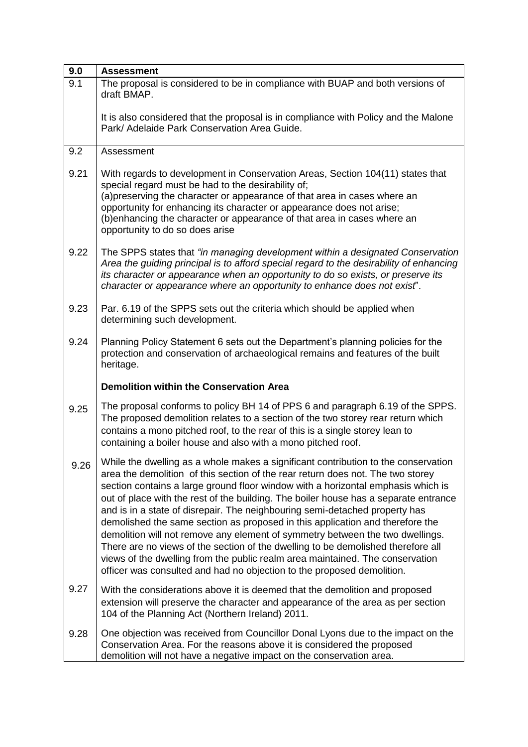| 9.0 | **Assessment** |
|---|---|
| 9.1 | The proposal is considered to be in compliance with BUAP and both versions of draft BMAP.<br><br>It is also considered that the proposal is in compliance with Policy and the Malone Park/ Adelaide Park Conservation Area Guide. |
| 9.2 | Assessment |
| 9.21 | With regards to development in Conservation Areas, Section 104(11) states that special regard must be had to the desirability of;<br>(a)preserving the character or appearance of that area in cases where an opportunity for enhancing its character or appearance does not arise;<br>(b)enhancing the character or appearance of that area in cases where an opportunity to do so does arise |
| 9.22 | The SPPS states that *"in managing development within a designated Conservation Area the guiding principal is to afford special regard to the desirability of enhancing its character or appearance when an opportunity to do so exists, or preserve its character or appearance where an opportunity to enhance does not exist*". |
| 9.23 | Par. 6.19 of the SPPS sets out the criteria which should be applied when determining such development. |
| 9.24 | Planning Policy Statement 6 sets out the Department's planning policies for the protection and conservation of archaeological remains and features of the built heritage.<br><br>**Demolition within the Conservation Area** |
| 9.25 | The proposal conforms to policy BH 14 of PPS 6 and paragraph 6.19 of the SPPS. The proposed demolition relates to a section of the two storey rear return which contains a mono pitched roof, to the rear of this is a single storey lean to containing a boiler house and also with a mono pitched roof. |
| 9.26 | While the dwelling as a whole makes a significant contribution to the conservation area the demolition of this section of the rear return does not. The two storey section contains a large ground floor window with a horizontal emphasis which is out of place with the rest of the building. The boiler house has a separate entrance and is in a state of disrepair. The neighbouring semi-detached property has demolished the same section as proposed in this application and therefore the demolition will not remove any element of symmetry between the two dwellings. There are no views of the section of the dwelling to be demolished therefore all views of the dwelling from the public realm area maintained. The conservation officer was consulted and had no objection to the proposed demolition. |
| 9.27 | With the considerations above it is deemed that the demolition and proposed extension will preserve the character and appearance of the area as per section 104 of the Planning Act (Northern Ireland) 2011. |
| 9.28 | One objection was received from Councillor Donal Lyons due to the impact on the Conservation Area. For the reasons above it is considered the proposed demolition will not have a negative impact on the conservation area. |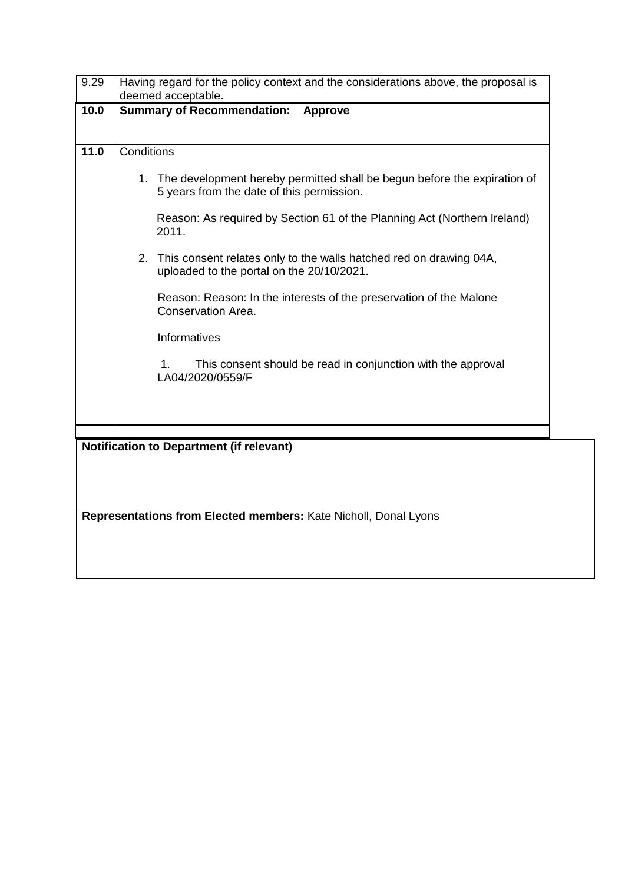| | |
|---|---|
| 9.29 | Having regard for the policy context and the considerations above, the proposal is deemed acceptable. |
| **10.0** | **Summary of Recommendation: Approve** |
| **11.0** | Conditions<br><br>1. The development hereby permitted shall be begun before the expiration of 5 years from the date of this permission.<br><br>Reason: As required by Section 61 of the Planning Act (Northern Ireland) 2011.<br><br>2. This consent relates only to the walls hatched red on drawing 04A, uploaded to the portal on the 20/10/2021.<br><br>Reason: Reason: In the interests of the preservation of the Malone Conservation Area.<br><br>Informatives<br><br>1. This consent should be read in conjunction with the approval LA04/2020/0559/F |
| | |

| |
|---|
| **Notification to Department (if relevant)** |
| **Representations from Elected members:** Kate Nicholl, Donal Lyons |